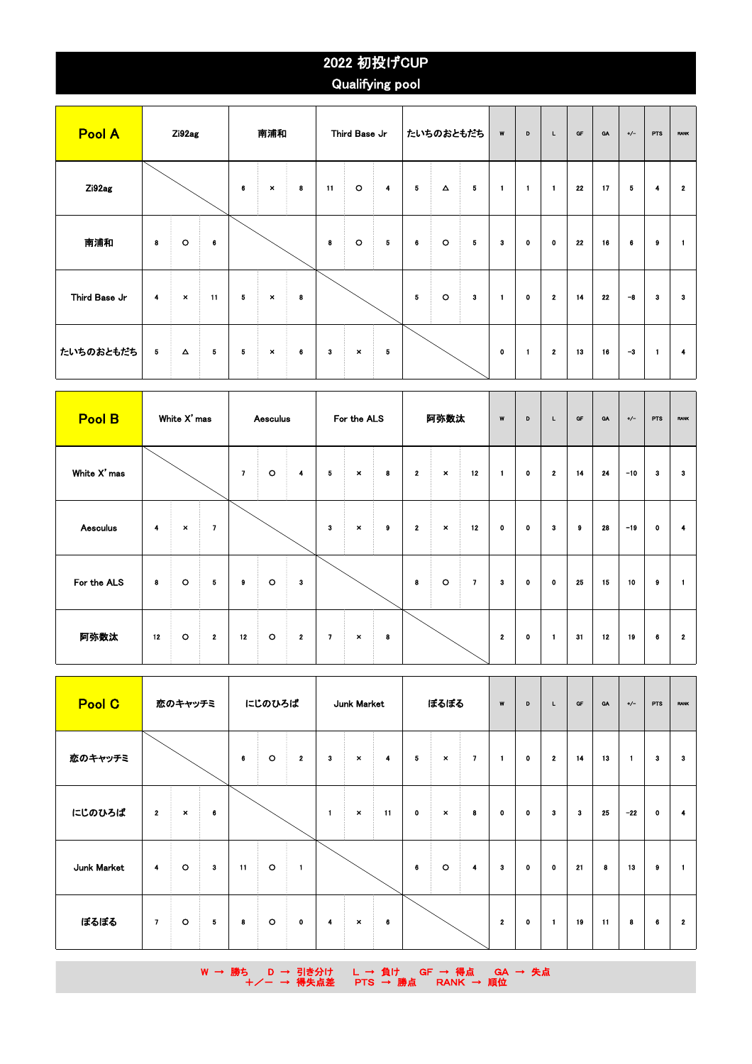# 2022 初投げCUP

## Qualifying pool

| Pool A | Zi92ag | 南浦和 | Third Base Jr | たいちのおともだち | W | D | L | GF | GA | +/- | PTS | RANK |
|---|---|---|---|---|---|---|---|---|---|---|---|---|
| Zi92ag | | 6 × 8 | 11 ○ 4 | 5 △ 5 | 1 | 1 | 1 | 22 | 17 | 5 | 4 | 2 |
| 南浦和 | 8 ○ 6 | | 8 ○ 5 | 6 ○ 5 | 3 | 0 | 0 | 22 | 16 | 6 | 9 | 1 |
| Third Base Jr | 4 × 11 | 5 × 8 | | 5 ○ 3 | 1 | 0 | 2 | 14 | 22 | −8 | 3 | 3 |
| たいちのおともだち | 5 △ 5 | 5 × 6 | 3 × 5 | | 0 | 1 | 2 | 13 | 16 | −3 | 1 | 4 |

| Pool B | White X' mas | Aesculus | For the ALS | 阿弥数汰 | W | D | L | GF | GA | +/- | PTS | RANK |
|---|---|---|---|---|---|---|---|---|---|---|---|---|
| White X' mas | | 7 ○ 4 | 5 × 8 | 2 × 12 | 1 | 0 | 2 | 14 | 24 | −10 | 3 | 3 |
| Aesculus | 4 × 7 | | 3 × 9 | 2 × 12 | 0 | 0 | 3 | 9 | 28 | −19 | 0 | 4 |
| For the ALS | 8 ○ 5 | 9 ○ 3 | | 8 ○ 7 | 3 | 0 | 0 | 25 | 15 | 10 | 9 | 1 |
| 阿弥数汰 | 12 ○ 2 | 12 ○ 2 | 7 × 8 | | 2 | 0 | 1 | 31 | 12 | 19 | 6 | 2 |

| Pool C | 恋のキャッチミ | にじのひろば | Junk Market | ぽるぽる | W | D | L | GF | GA | +/- | PTS | RANK |
|---|---|---|---|---|---|---|---|---|---|---|---|---|
| 恋のキャッチミ | | 6 ○ 2 | 3 × 4 | 5 × 7 | 1 | 0 | 2 | 14 | 13 | 1 | 3 | 3 |
| にじのひろば | 2 × 6 | | 1 × 11 | 0 × 8 | 0 | 0 | 3 | 3 | 25 | −22 | 0 | 4 |
| Junk Market | 4 ○ 3 | 11 ○ 1 | | 6 ○ 4 | 3 | 0 | 0 | 21 | 8 | 13 | 9 | 1 |
| ぽるぽる | 7 ○ 5 | 8 ○ 0 | 4 × 6 | | 2 | 0 | 1 | 19 | 11 | 8 | 6 | 2 |

W → 勝ち　D → 引き分け　L → 負け　GF → 得点　GA → 失点
＋／－ → 得失点差　PTS → 勝点　RANK → 順位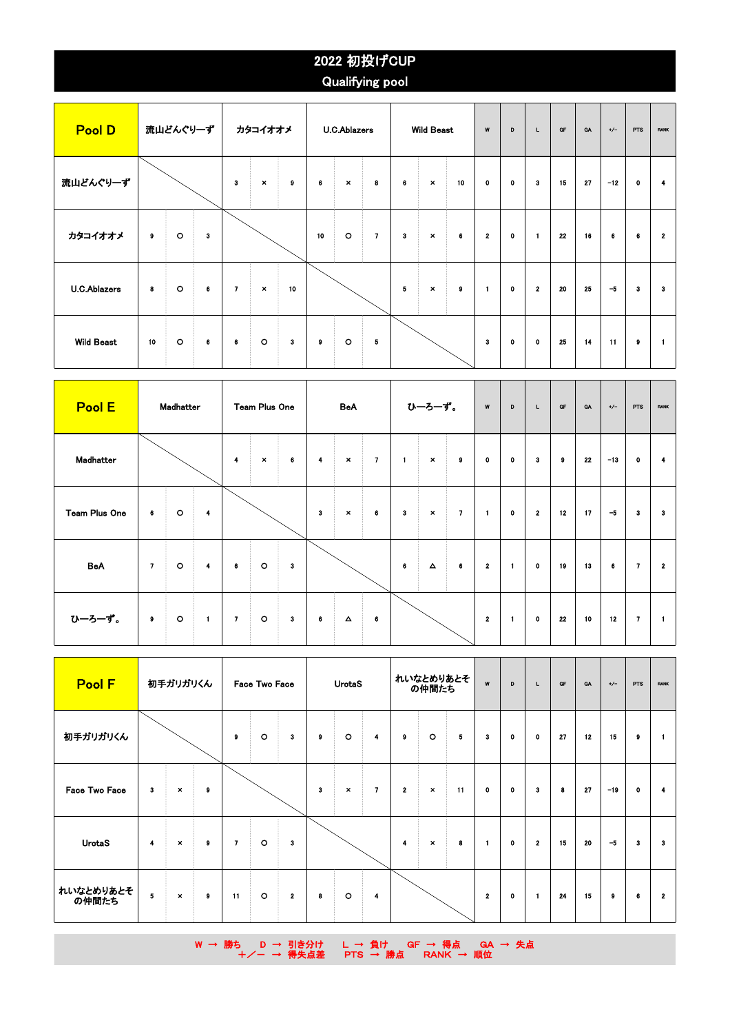# 2022 初投げCUP

## Qualifying pool

| Pool D | 流山どんぐりーず | カタコイオオメ | U.C.Ablazers | Wild Beast | W | D | L | GF | GA | +/- | PTS | RANK |
|---|---|---|---|---|---|---|---|---|---|---|---|---|
| 流山どんぐりーず | | 3 × 9 | 6 × 8 | 6 × 10 | 0 | 0 | 3 | 15 | 27 | −12 | 0 | 4 |
| カタコイオオメ | 9 ○ 3 | | 10 ○ 7 | 3 × 6 | 2 | 0 | 1 | 22 | 16 | 6 | 6 | 2 |
| U.C.Ablazers | 8 ○ 6 | 7 × 10 | | 5 × 9 | 1 | 0 | 2 | 20 | 25 | −5 | 3 | 3 |
| Wild Beast | 10 ○ 6 | 6 ○ 3 | 9 ○ 5 | | 3 | 0 | 0 | 25 | 14 | 11 | 9 | 1 |

| Pool E | Madhatter | Team Plus One | BeA | ひーろーず。 | W | D | L | GF | GA | +/- | PTS | RANK |
|---|---|---|---|---|---|---|---|---|---|---|---|---|
| Madhatter | | 4 × 6 | 4 × 7 | 1 × 9 | 0 | 0 | 3 | 9 | 22 | −13 | 0 | 4 |
| Team Plus One | 6 ○ 4 | | 3 × 6 | 3 × 7 | 1 | 0 | 2 | 12 | 17 | −5 | 3 | 3 |
| BeA | 7 ○ 4 | 6 ○ 3 | | 6 △ 6 | 2 | 1 | 0 | 19 | 13 | 6 | 7 | 2 |
| ひーろーず。 | 9 ○ 1 | 7 ○ 3 | 6 △ 6 | | 2 | 1 | 0 | 22 | 10 | 12 | 7 | 1 |

| Pool F | 初手ガリガリくん | Face Two Face | UrotaS | れいなとめりあとその仲間たち | W | D | L | GF | GA | +/- | PTS | RANK |
|---|---|---|---|---|---|---|---|---|---|---|---|---|
| 初手ガリガリくん | | 9 ○ 3 | 9 ○ 4 | 9 ○ 5 | 3 | 0 | 0 | 27 | 12 | 15 | 9 | 1 |
| Face Two Face | 3 × 9 | | 3 × 7 | 2 × 11 | 0 | 0 | 3 | 8 | 27 | −19 | 0 | 4 |
| UrotaS | 4 × 9 | 7 ○ 3 | | 4 × 8 | 1 | 0 | 2 | 15 | 20 | −5 | 3 | 3 |
| れいなとめりあとその仲間たち | 5 × 9 | 11 ○ 2 | 8 ○ 4 | | 2 | 0 | 1 | 24 | 15 | 9 | 6 | 2 |

W → 勝ち　D → 引き分け　L → 負け　GF → 得点　GA → 失点
＋／－ → 得失点差　PTS → 勝点　RANK → 順位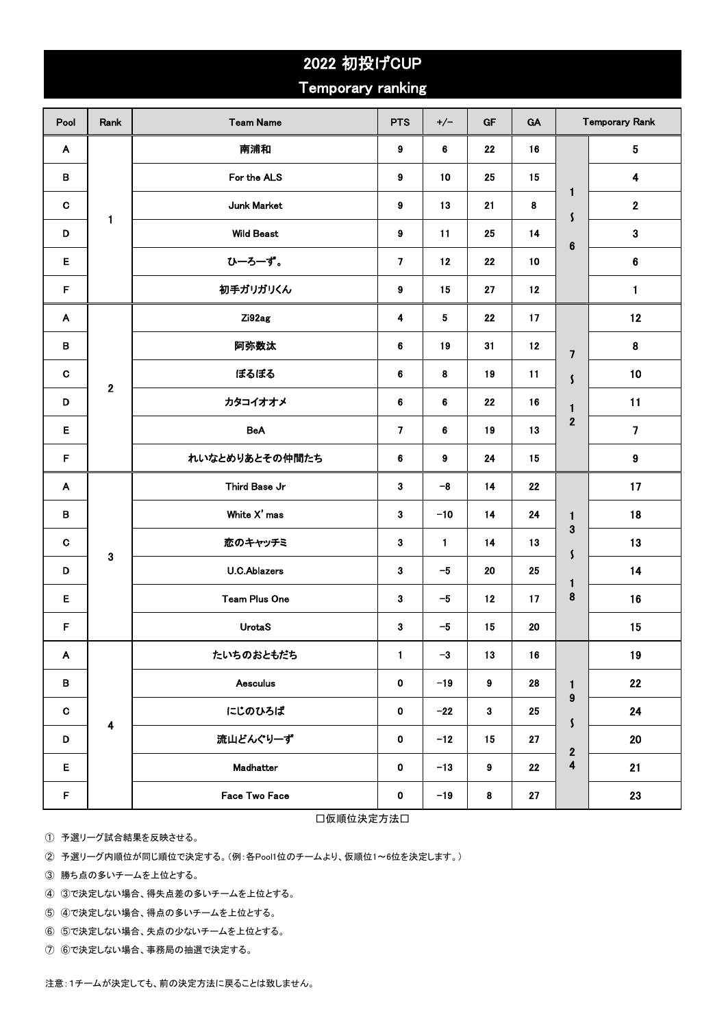# 2022 初投げCUP

## Temporary ranking

| Pool | Rank | Team Name | PTS | +/- | GF | GA | Temporary Rank | |
|---|---|---|---|---|---|---|---|---|
| A | 1 | 南浦和 | 9 | 6 | 22 | 16 | 1～6 | 5 |
| B | | For the ALS | 9 | 10 | 25 | 15 | | 4 |
| C | | Junk Market | 9 | 13 | 21 | 8 | | 2 |
| D | | Wild Beast | 9 | 11 | 25 | 14 | | 3 |
| E | | ひーろーず。 | 7 | 12 | 22 | 10 | | 6 |
| F | | 初手ガリガリくん | 9 | 15 | 27 | 12 | | 1 |
| A | 2 | Zi92ag | 4 | 5 | 22 | 17 | 7～12 | 12 |
| B | | 阿弥数汰 | 6 | 19 | 31 | 12 | | 8 |
| C | | ぼるぼる | 6 | 8 | 19 | 11 | | 10 |
| D | | カタコイオオメ | 6 | 6 | 22 | 16 | | 11 |
| E | | BeA | 7 | 6 | 19 | 13 | | 7 |
| F | | れいなとめりあとその仲間たち | 6 | 9 | 24 | 15 | | 9 |
| A | 3 | Third Base Jr | 3 | −8 | 14 | 22 | 13～18 | 17 |
| B | | White X' mas | 3 | −10 | 14 | 24 | | 18 |
| C | | 恋のキャッチミ | 3 | 1 | 14 | 13 | | 13 |
| D | | U.C.Ablazers | 3 | −5 | 20 | 25 | | 14 |
| E | | Team Plus One | 3 | −5 | 12 | 17 | | 16 |
| F | | UrotaS | 3 | −5 | 15 | 20 | | 15 |
| A | 4 | たいちのおともだち | 1 | −3 | 13 | 16 | 19～24 | 19 |
| B | | Aesculus | 0 | −19 | 9 | 28 | | 22 |
| C | | にじのひろば | 0 | −22 | 3 | 25 | | 24 |
| D | | 流山どんぐりーず | 0 | −12 | 15 | 27 | | 20 |
| E | | Madhatter | 0 | −13 | 9 | 22 | | 21 |
| F | | Face Two Face | 0 | −19 | 8 | 27 | | 23 |

□仮順位決定方法□

① 予選リーグ試合結果を反映させる。

② 予選リーグ内順位が同じ順位で決定する。（例：各Pool1位のチームより、仮順位1～6位を決定します。）

③ 勝ち点の多いチームを上位とする。

④ ③で決定しない場合、得失点差の多いチームを上位とする。

⑤ ④で決定しない場合、得点の多いチームを上位とする。

⑥ ⑤で決定しない場合、失点の少ないチームを上位とする。

⑦ ⑥で決定しない場合、事務局の抽選で決定する。

注意：1チームが決定しても、前の決定方法に戻ることは致しません。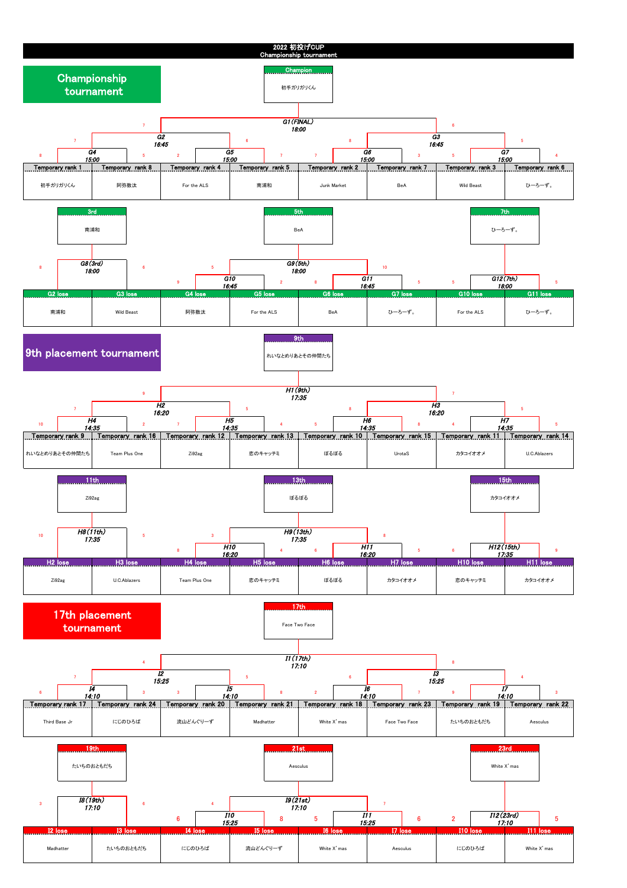# 2022 初投げCUP
Championship tournament

## Championship tournament

**Champion:** 初手ガリガリくん

**G1 (FINAL)** 18:00 — 7 vs 6

**G2** 16:45 — 7 vs 6
**G3** 16:45 — 8 vs 5

**G4** 15:00 — 8 vs 5
**G5** 15:00 — 2 vs 7
**G6** 15:00 — 7 vs 3
**G7** 15:00 — 5 vs 4

| Temporary rank 1 | Temporary rank 8 | Temporary rank 4 | Temporary rank 5 | Temporary rank 2 | Temporary rank 7 | Temporary rank 3 | Temporary rank 6 |
|---|---|---|---|---|---|---|---|
| 初手ガリガリくん | 阿弥数汰 | For the ALS | 南浦和 | Junk Market | BeA | Wild Beast | ひーろーず。 |

| 3rd | 5th | 7th |
|---|---|---|
| 南浦和 | BeA | ひーろーず。 |

**G8 (3rd)** 18:00 — 8 vs 6
**G9 (5th)** 18:00 — 5 vs 10
**G10** 16:45 — 9 vs 2
**G11** 16:45 — 8 vs 5
**G12 (7th)** 18:00 — 5 vs 5

| G2 lose | G3 lose | G4 lose | G5 lose | G6 lose | G7 lose | G10 lose | G11 lose |
|---|---|---|---|---|---|---|---|
| 南浦和 | Wild Beast | 阿弥数汰 | For the ALS | BeA | ひーろーず。 | For the ALS | ひーろーず。 |

## 9th placement tournament

**9th:** れいなとめりあとその仲間たち

**H1 (9th)** 17:35 — 9 vs 7

**H2** 16:20 — 7 vs 5
**H3** 16:20 — 8 vs 5

**H4** 14:35 — 10 vs 2
**H5** 14:35 — 7 vs 4
**H6** 14:35 — 5 vs 8
**H7** 14:35 — 4 vs 5

| Temporary rank 9 | Temporary rank 16 | Temporary rank 12 | Temporary rank 13 | Temporary rank 10 | Temporary rank 15 | Temporary rank 11 | Temporary rank 14 |
|---|---|---|---|---|---|---|---|
| れいなとめりあとその仲間たち | Team Plus One | Zi92ag | 恋のキャッチミ | ぼるぼる | UrotaS | カタコイオオメ | U.C.Ablazers |

| 11th | 13th | 15th |
|---|---|---|
| Zi92ag | ぼるぼる | カタコイオオメ |

**H8 (11th)** 17:35 — 10 vs 5
**H9 (13th)** 17:35 — 3 vs 8
**H10** 16:20 — 8 vs 4
**H11** 16:20 — 6 vs 5
**H12 (15th)** 17:35 — 6 vs 9

| H2 lose | H3 lose | H4 lose | H5 lose | H6 lose | H7 lose | H10 lose | H11 lose |
|---|---|---|---|---|---|---|---|
| Zi92ag | U.C.Ablazers | Team Plus One | 恋のキャッチミ | ぼるぼる | カタコイオオメ | 恋のキャッチミ | カタコイオオメ |

## 17th placement tournament

**17th:** Face Two Face

**I1 (17th)** 17:10 — 4 vs 8

**I2** 15:25 — 7 vs 5
**I3** 15:25 — 6 vs 4

**I4** 14:10 — 6 vs 3
**I5** 14:10 — 3 vs 8
**I6** 14:10 — 2 vs 7
**I7** 14:10 — 9 vs 3

| Temporary rank 17 | Temporary rank 24 | Temporary rank 20 | Temporary rank 21 | Temporary rank 18 | Temporary rank 23 | Temporary rank 19 | Temporary rank 22 |
|---|---|---|---|---|---|---|---|
| Third Base Jr | にじのひろば | 流山どんぐりーず | Madhatter | White X'mas | Face Two Face | たいちのおともだち | Aesculus |

| 19th | 21st | 23rd |
|---|---|---|
| たいちのおともだち | Aesculus | White X'mas |

**I8 (19th)** 17:10 — 3 vs 6
**I9 (21st)** 17:10 — 4 vs 7
**I10** 15:25 — 6 vs 8
**I11** 15:25 — 5 vs 6
**I12 (23rd)** 17:10 — 2 vs 5

| I2 lose | I3 lose | I4 lose | I5 lose | I6 lose | I7 lose | I10 lose | I11 lose |
|---|---|---|---|---|---|---|---|
| Madhatter | たいちのおともだち | にじのひろば | 流山どんぐりーず | White X'mas | Aesculus | にじのひろば | White X'mas |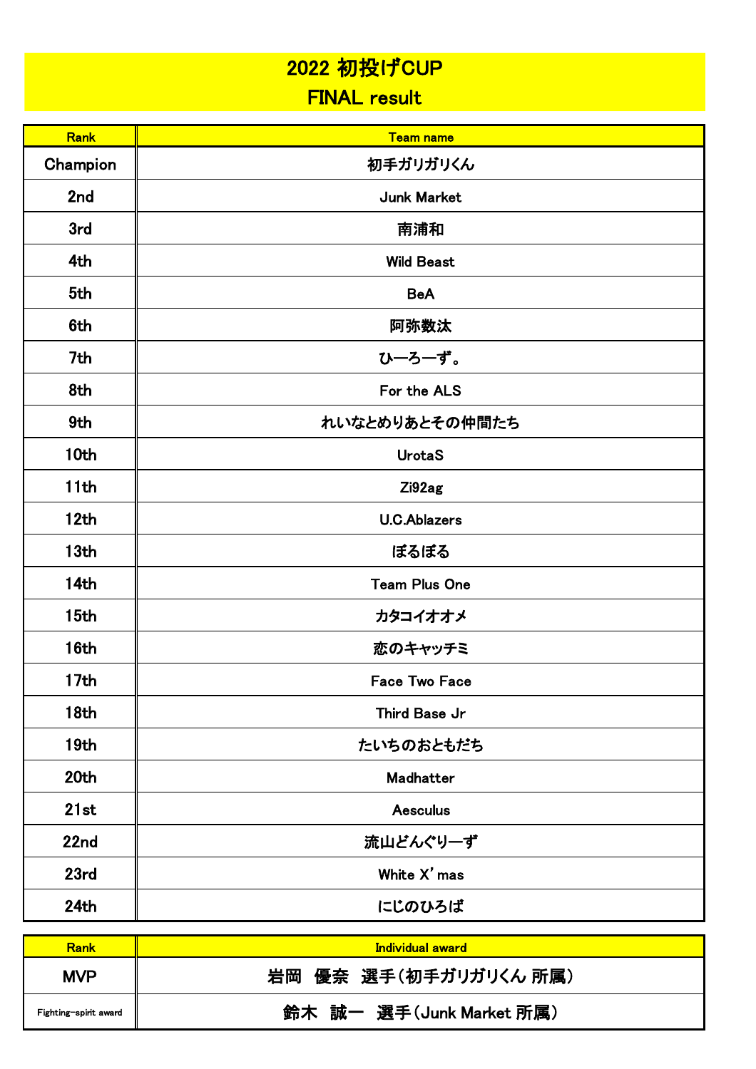# 2022 初投げCUP
## FINAL result

| Rank | Team name |
|---|---|
| Champion | 初手ガリガリくん |
| 2nd | Junk Market |
| 3rd | 南浦和 |
| 4th | Wild Beast |
| 5th | BeA |
| 6th | 阿弥数汰 |
| 7th | ひーろーず。 |
| 8th | For the ALS |
| 9th | れいなとめりあとその仲間たち |
| 10th | UrotaS |
| 11th | Zi92ag |
| 12th | U.C.Ablazers |
| 13th | ぼるぼる |
| 14th | Team Plus One |
| 15th | カタコイオオメ |
| 16th | 恋のキャッチミ |
| 17th | Face Two Face |
| 18th | Third Base Jr |
| 19th | たいちのおともだち |
| 20th | Madhatter |
| 21st | Aesculus |
| 22nd | 流山どんぐりーず |
| 23rd | White X'mas |
| 24th | にじのひろば |

| Rank | Individual award |
|---|---|
| MVP | 岩岡　優奈　選手（初手ガリガリくん 所属） |
| Fighting-spirit award | 鈴木　誠一　選手（Junk Market 所属） |